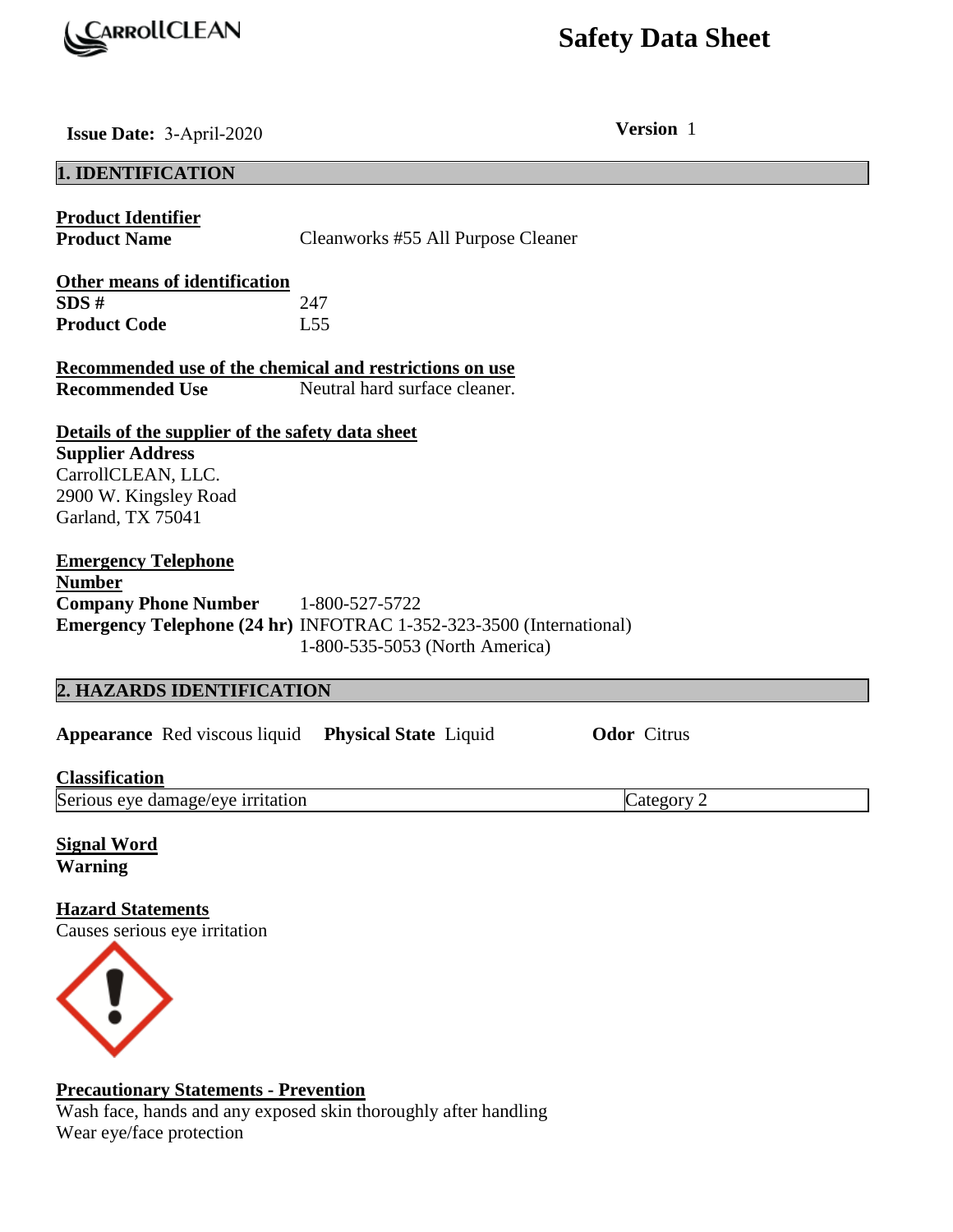# Safety Data Sheet

CarrollCLEAN

**Issue Date:** 3-April-2020 **Version** 1

## 1. IDENTIFICATION

**Product Identifier**

**Product Name** Cleanworks #55 All Purpose Cleaner

**Other means of identification**

**SDS #** 247

**Product Code** L55

**Recommended use of the chemical and restrictions on use**

**Recommended Use** Neutral hard surface cleaner.

**Details of the supplier of the safety data sheet**

**Supplier Address**
CarrollCLEAN, LLC.
2900 W. Kingsley Road
Garland, TX 75041

**Emergency Telephone Number**

**Company Phone Number** 1-800-527-5722

**Emergency Telephone (24 hr)** INFOTRAC 1-352-323-3500 (International)
1-800-535-5053 (North America)

## 2. HAZARDS IDENTIFICATION

**Appearance** Red viscous liquid **Physical State** Liquid **Odor** Citrus

**Classification**

| Serious eye damage/eye irritation | Category 2 |
|---|---|

**Signal Word**

**Warning**

**Hazard Statements**

Causes serious eye irritation

**Precautionary Statements - Prevention**

Wash face, hands and any exposed skin thoroughly after handling
Wear eye/face protection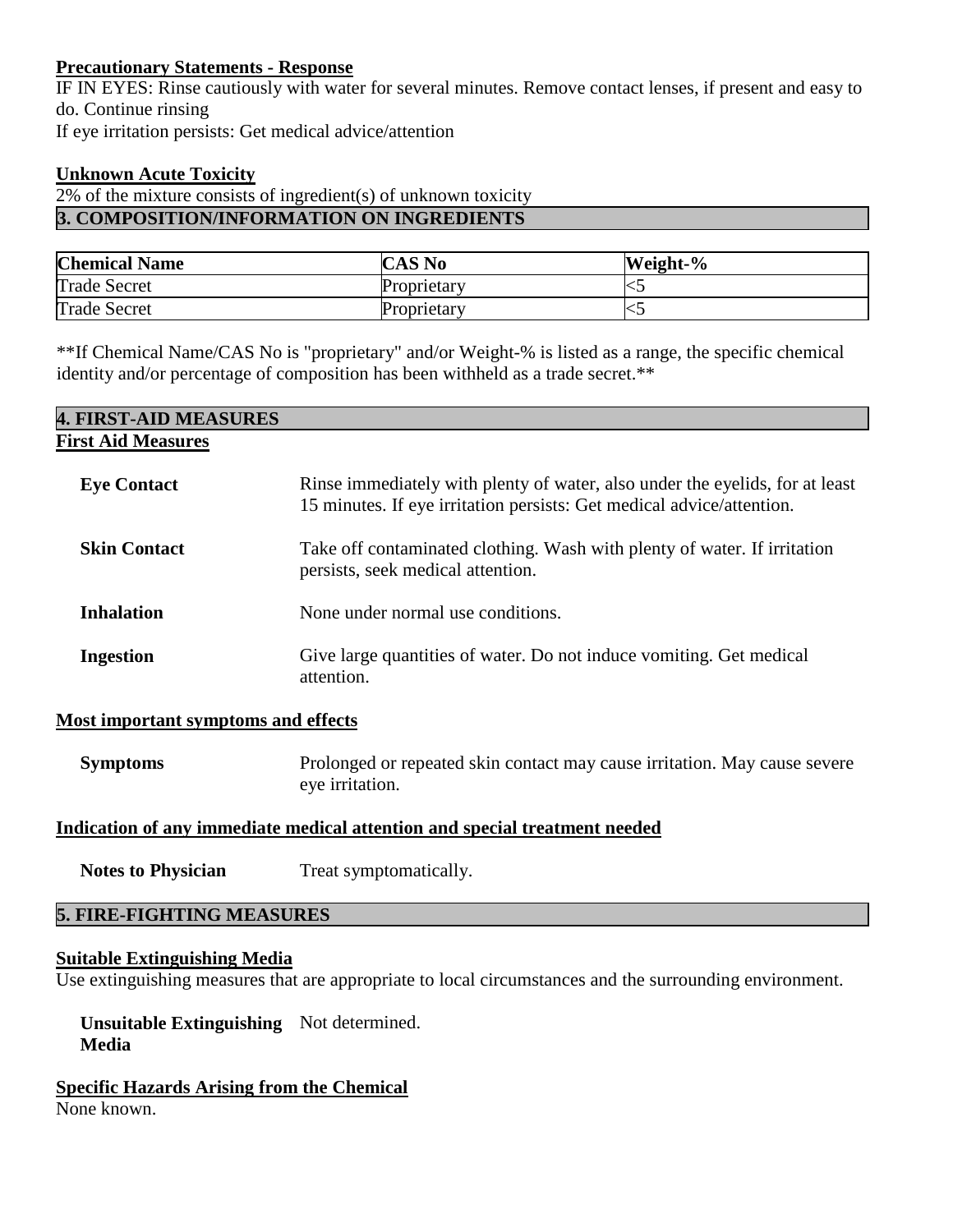**Precautionary Statements - Response**

IF IN EYES: Rinse cautiously with water for several minutes. Remove contact lenses, if present and easy to do. Continue rinsing

If eye irritation persists: Get medical advice/attention

**Unknown Acute Toxicity**

2% of the mixture consists of ingredient(s) of unknown toxicity

## 3. COMPOSITION/INFORMATION ON INGREDIENTS

| Chemical Name | CAS No | Weight-% |
| --- | --- | --- |
| Trade Secret | Proprietary | <5 |
| Trade Secret | Proprietary | <5 |

**If Chemical Name/CAS No is "proprietary" and/or Weight-% is listed as a range, the specific chemical identity and/or percentage of composition has been withheld as a trade secret.**

## 4. FIRST-AID MEASURES

**First Aid Measures**

**Eye Contact** Rinse immediately with plenty of water, also under the eyelids, for at least 15 minutes. If eye irritation persists: Get medical advice/attention.

**Skin Contact** Take off contaminated clothing. Wash with plenty of water. If irritation persists, seek medical attention.

**Inhalation** None under normal use conditions.

**Ingestion** Give large quantities of water. Do not induce vomiting. Get medical attention.

**Most important symptoms and effects**

**Symptoms** Prolonged or repeated skin contact may cause irritation. May cause severe eye irritation.

**Indication of any immediate medical attention and special treatment needed**

**Notes to Physician** Treat symptomatically.

## 5. FIRE-FIGHTING MEASURES

**Suitable Extinguishing Media**

Use extinguishing measures that are appropriate to local circumstances and the surrounding environment.

**Unsuitable Extinguishing Media** Not determined.

**Specific Hazards Arising from the Chemical**

None known.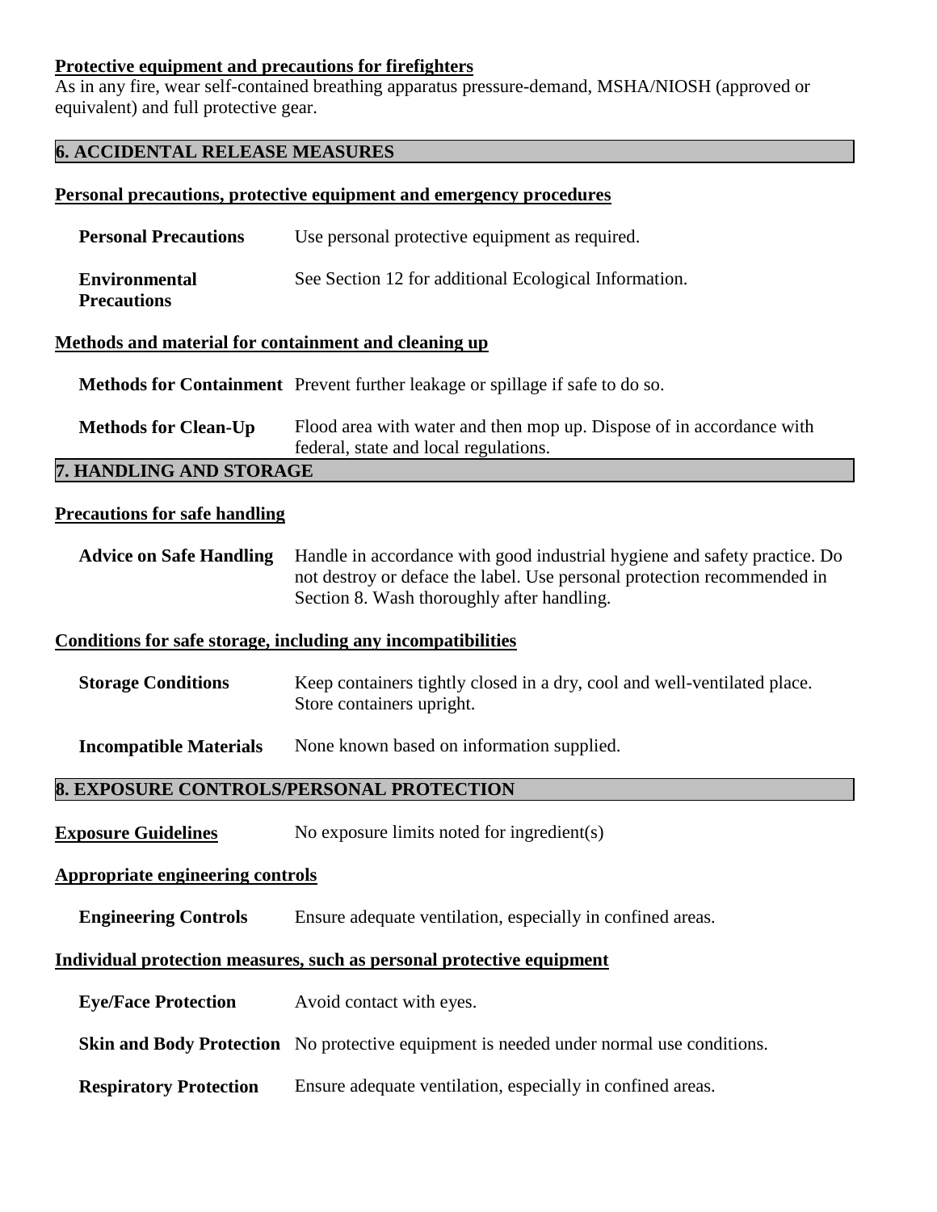**Protective equipment and precautions for firefighters**

As in any fire, wear self-contained breathing apparatus pressure-demand, MSHA/NIOSH (approved or equivalent) and full protective gear.

## 6. ACCIDENTAL RELEASE MEASURES

**Personal precautions, protective equipment and emergency procedures**

**Personal Precautions** Use personal protective equipment as required.

**Environmental Precautions** See Section 12 for additional Ecological Information.

**Methods and material for containment and cleaning up**

**Methods for Containment** Prevent further leakage or spillage if safe to do so.

**Methods for Clean-Up** Flood area with water and then mop up. Dispose of in accordance with federal, state and local regulations.

## 7. HANDLING AND STORAGE

**Precautions for safe handling**

**Advice on Safe Handling** Handle in accordance with good industrial hygiene and safety practice. Do not destroy or deface the label. Use personal protection recommended in Section 8. Wash thoroughly after handling.

**Conditions for safe storage, including any incompatibilities**

**Storage Conditions** Keep containers tightly closed in a dry, cool and well-ventilated place. Store containers upright.

**Incompatible Materials** None known based on information supplied.

## 8. EXPOSURE CONTROLS/PERSONAL PROTECTION

**Exposure Guidelines** No exposure limits noted for ingredient(s)

**Appropriate engineering controls**

**Engineering Controls** Ensure adequate ventilation, especially in confined areas.

**Individual protection measures, such as personal protective equipment**

**Eye/Face Protection** Avoid contact with eyes.

**Skin and Body Protection** No protective equipment is needed under normal use conditions.

**Respiratory Protection** Ensure adequate ventilation, especially in confined areas.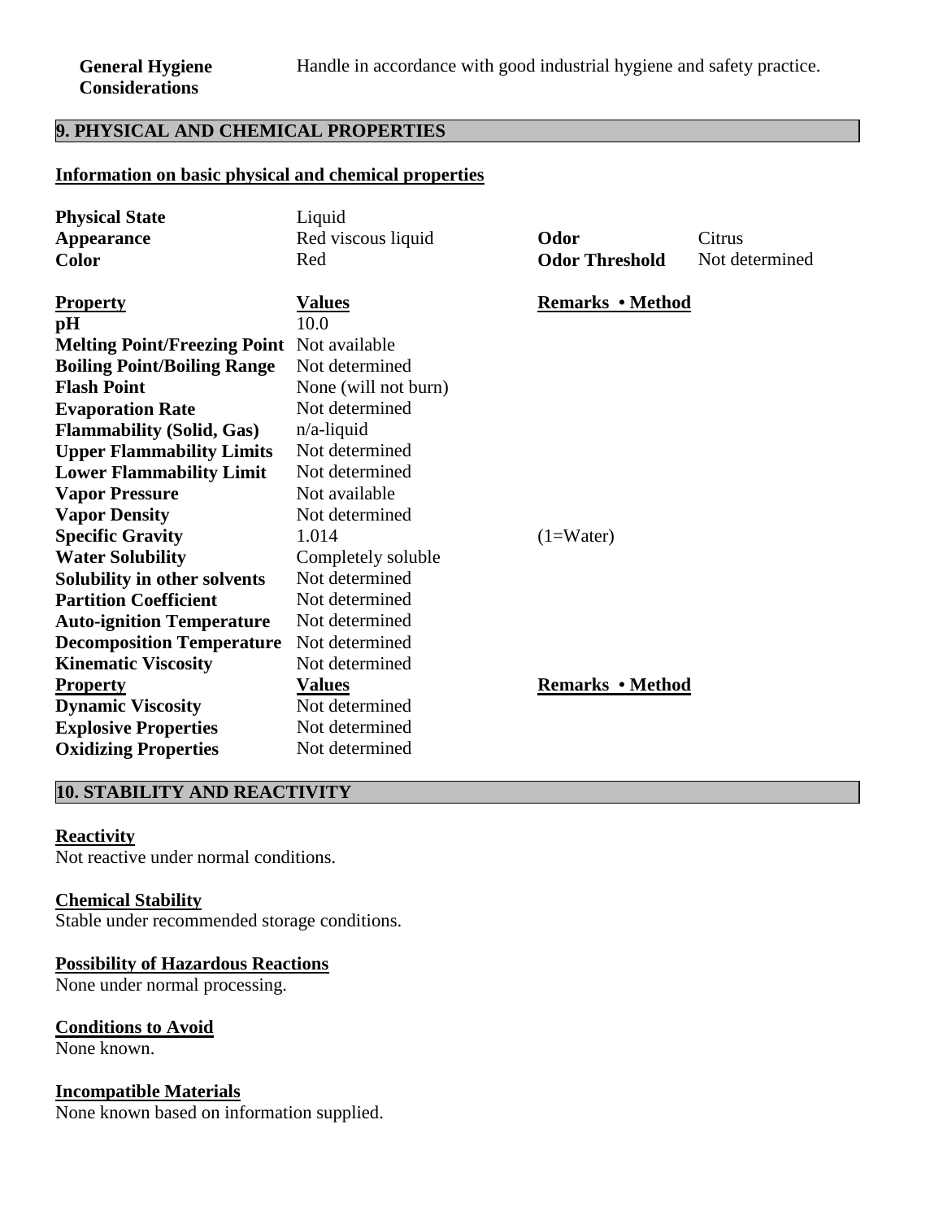**General Hygiene Considerations** Handle in accordance with good industrial hygiene and safety practice.

## 9. PHYSICAL AND CHEMICAL PROPERTIES

### Information on basic physical and chemical properties

| | | | |
|---|---|---|---|
| **Physical State** | Liquid | | |
| **Appearance** | Red viscous liquid | **Odor** | Citrus |
| **Color** | Red | **Odor Threshold** | Not determined |

| **Property** | **Values** | **Remarks • Method** |
|---|---|---|
| **pH** | 10.0 | |
| **Melting Point/Freezing Point** | Not available | |
| **Boiling Point/Boiling Range** | Not determined | |
| **Flash Point** | None (will not burn) | |
| **Evaporation Rate** | Not determined | |
| **Flammability (Solid, Gas)** | n/a-liquid | |
| **Upper Flammability Limits** | Not determined | |
| **Lower Flammability Limit** | Not determined | |
| **Vapor Pressure** | Not available | |
| **Vapor Density** | Not determined | |
| **Specific Gravity** | 1.014 | (1=Water) |
| **Water Solubility** | Completely soluble | |
| **Solubility in other solvents** | Not determined | |
| **Partition Coefficient** | Not determined | |
| **Auto-ignition Temperature** | Not determined | |
| **Decomposition Temperature** | Not determined | |
| **Kinematic Viscosity** | Not determined | |

| **Property** | **Values** | **Remarks • Method** |
|---|---|---|
| **Dynamic Viscosity** | Not determined | |
| **Explosive Properties** | Not determined | |
| **Oxidizing Properties** | Not determined | |

## 10. STABILITY AND REACTIVITY

**Reactivity**
Not reactive under normal conditions.

**Chemical Stability**
Stable under recommended storage conditions.

**Possibility of Hazardous Reactions**
None under normal processing.

**Conditions to Avoid**
None known.

**Incompatible Materials**
None known based on information supplied.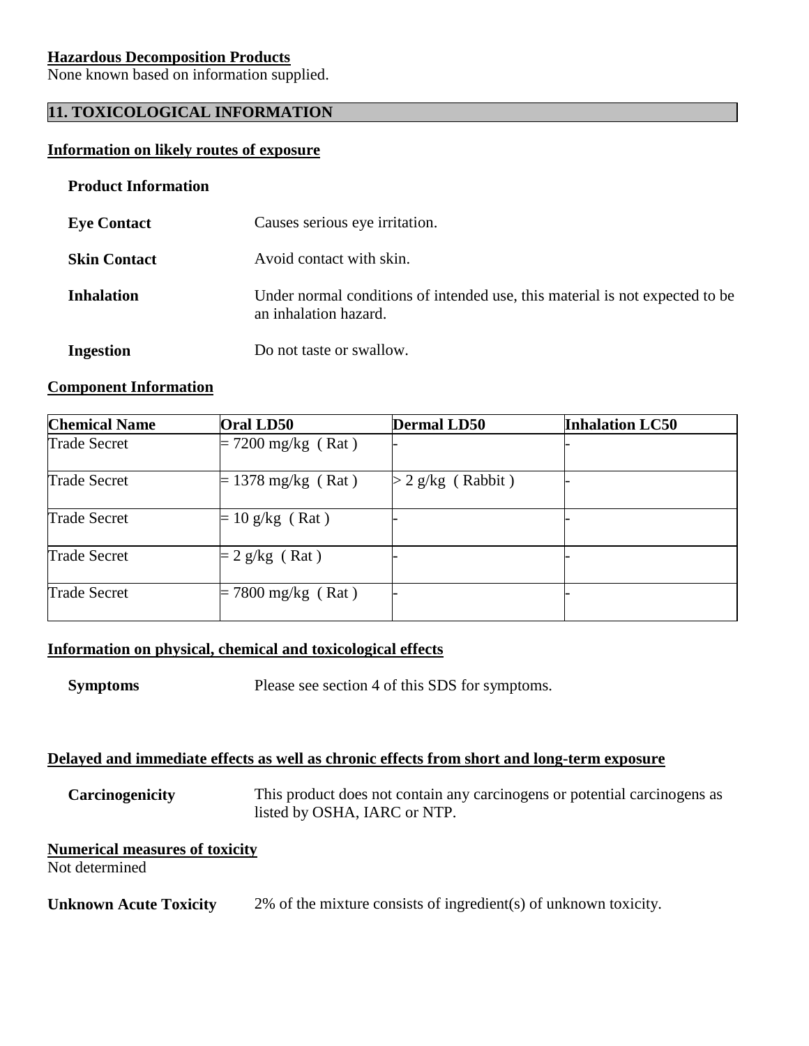**Hazardous Decomposition Products**
None known based on information supplied.

## 11. TOXICOLOGICAL INFORMATION

**Information on likely routes of exposure**

**Product Information**

**Eye Contact** Causes serious eye irritation.

**Skin Contact** Avoid contact with skin.

**Inhalation** Under normal conditions of intended use, this material is not expected to be an inhalation hazard.

**Ingestion** Do not taste or swallow.

**Component Information**

| Chemical Name | Oral LD50 | Dermal LD50 | Inhalation LC50 |
|---|---|---|---|
| Trade Secret | = 7200 mg/kg ( Rat ) | - | - |
| Trade Secret | = 1378 mg/kg ( Rat ) | > 2 g/kg ( Rabbit ) | - |
| Trade Secret | = 10 g/kg ( Rat ) | - | - |
| Trade Secret | = 2 g/kg ( Rat ) | - | - |
| Trade Secret | = 7800 mg/kg ( Rat ) | - | - |

**Information on physical, chemical and toxicological effects**

**Symptoms** Please see section 4 of this SDS for symptoms.

**Delayed and immediate effects as well as chronic effects from short and long-term exposure**

**Carcinogenicity** This product does not contain any carcinogens or potential carcinogens as listed by OSHA, IARC or NTP.

**Numerical measures of toxicity**
Not determined

**Unknown Acute Toxicity** 2% of the mixture consists of ingredient(s) of unknown toxicity.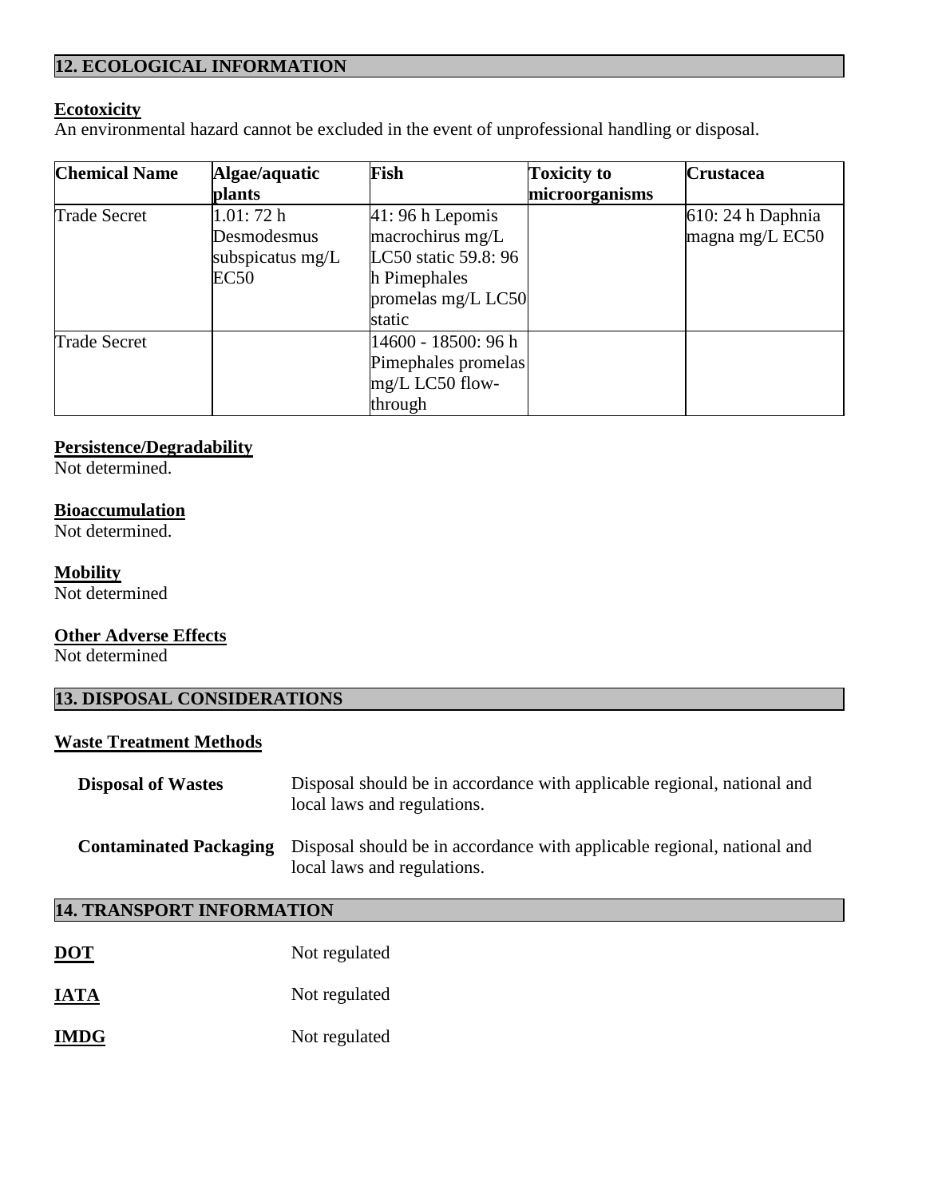## 12. ECOLOGICAL INFORMATION

**Ecotoxicity**

An environmental hazard cannot be excluded in the event of unprofessional handling or disposal.

| Chemical Name | Algae/aquatic plants | Fish | Toxicity to microorganisms | Crustacea |
|---|---|---|---|---|
| Trade Secret | 1.01: 72 h Desmodesmus subspicatus mg/L EC50 | 41: 96 h Lepomis macrochirus mg/L LC50 static 59.8: 96 h Pimephales promelas mg/L LC50 static | | 610: 24 h Daphnia magna mg/L EC50 |
| Trade Secret | | 14600 - 18500: 96 h Pimephales promelas mg/L LC50 flow-through | | |

**Persistence/Degradability**

Not determined.

**Bioaccumulation**

Not determined.

**Mobility**

Not determined

**Other Adverse Effects**

Not determined

## 13. DISPOSAL CONSIDERATIONS

**Waste Treatment Methods**

**Disposal of Wastes** Disposal should be in accordance with applicable regional, national and local laws and regulations.

**Contaminated Packaging** Disposal should be in accordance with applicable regional, national and local laws and regulations.

## 14. TRANSPORT INFORMATION

**DOT** Not regulated

**IATA** Not regulated

**IMDG** Not regulated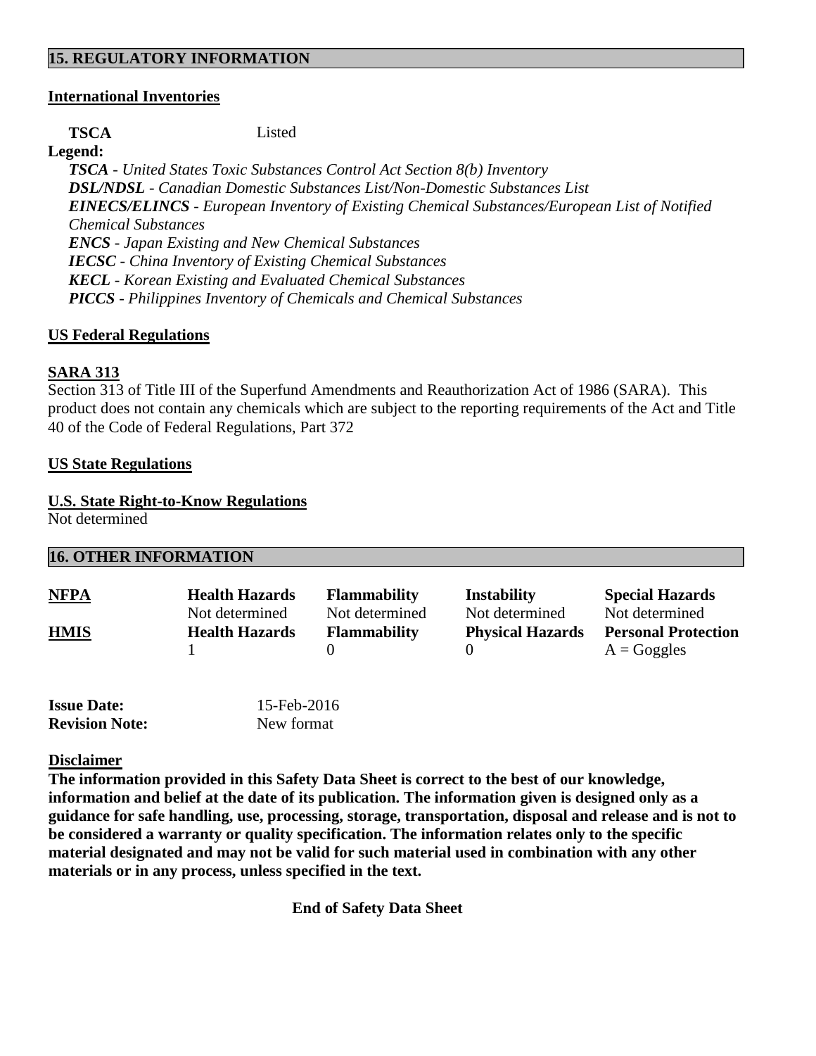## 15. REGULATORY INFORMATION

**International Inventories**

**TSCA** Listed

**Legend:**

***TSCA*** *- United States Toxic Substances Control Act Section 8(b) Inventory*
***DSL/NDSL*** *- Canadian Domestic Substances List/Non-Domestic Substances List*
***EINECS/ELINCS*** *- European Inventory of Existing Chemical Substances/European List of Notified Chemical Substances*
***ENCS*** *- Japan Existing and New Chemical Substances*
***IECSC*** *- China Inventory of Existing Chemical Substances*
***KECL*** *- Korean Existing and Evaluated Chemical Substances*
***PICCS*** *- Philippines Inventory of Chemicals and Chemical Substances*

**US Federal Regulations**

**SARA 313**

Section 313 of Title III of the Superfund Amendments and Reauthorization Act of 1986 (SARA). This product does not contain any chemicals which are subject to the reporting requirements of the Act and Title 40 of the Code of Federal Regulations, Part 372

**US State Regulations**

**U.S. State Right-to-Know Regulations**

Not determined

## 16. OTHER INFORMATION

| | | | | |
|---|---|---|---|---|
| **NFPA** | **Health Hazards** Not determined | **Flammability** Not determined | **Instability** Not determined | **Special Hazards** Not determined |
| **HMIS** | **Health Hazards** 1 | **Flammability** 0 | **Physical Hazards** 0 | **Personal Protection** A = Goggles |

**Issue Date:** 15-Feb-2016
**Revision Note:** New format

**Disclaimer**

**The information provided in this Safety Data Sheet is correct to the best of our knowledge, information and belief at the date of its publication. The information given is designed only as a guidance for safe handling, use, processing, storage, transportation, disposal and release and is not to be considered a warranty or quality specification. The information relates only to the specific material designated and may not be valid for such material used in combination with any other materials or in any process, unless specified in the text.**

**End of Safety Data Sheet**